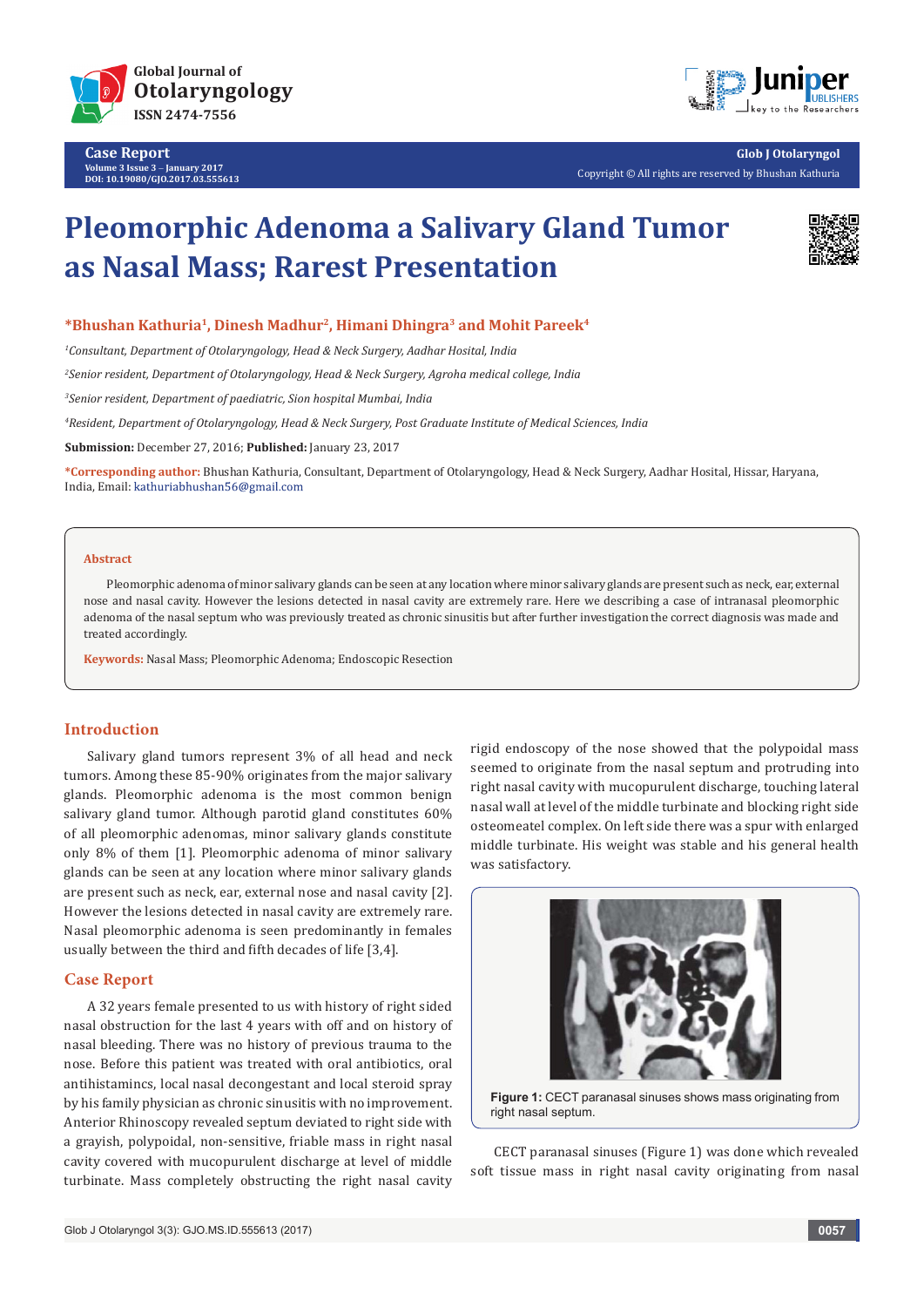# Pleomorphic Adenoma a Salivary Gland Tumor as Nasal Mass; Rarest Presentation

**\*Bhushan Kathuria[1], Dinesh Madhur[2], Himani Dhingra[3] and Mohit Pareek[4]**

*[1]Consultant, Department of Otolaryngology, Head & Neck Surgery, Aadhar Hosital, India*

*[2]Senior resident, Department of Otolaryngology, Head & Neck Surgery, Agroha medical college, India*

*[3]Senior resident, Department of paediatric, Sion hospital Mumbai, India*

*[4]Resident, Department of Otolaryngology, Head & Neck Surgery, Post Graduate Institute of Medical Sciences, India*

**Submission:** December 27, 2016; **Published:** January 23, 2017

**\*Corresponding author:** Bhushan Kathuria, Consultant, Department of Otolaryngology, Head & Neck Surgery, Aadhar Hosital, Hissar, Haryana, India, Email: kathuriabhushan56@gmail.com

## Abstract

Pleomorphic adenoma of minor salivary glands can be seen at any location where minor salivary glands are present such as neck, ear, external nose and nasal cavity. However the lesions detected in nasal cavity are extremely rare. Here we describing a case of intranasal pleomorphic adenoma of the nasal septum who was previously treated as chronic sinusitis but after further investigation the correct diagnosis was made and treated accordingly.

**Keywords:** Nasal Mass; Pleomorphic Adenoma; Endoscopic Resection

## Introduction

Salivary gland tumors represent 3% of all head and neck tumors. Among these 85-90% originates from the major salivary glands. Pleomorphic adenoma is the most common benign salivary gland tumor. Although parotid gland constitutes 60% of all pleomorphic adenomas, minor salivary glands constitute only 8% of them [1]. Pleomorphic adenoma of minor salivary glands can be seen at any location where minor salivary glands are present such as neck, ear, external nose and nasal cavity [2]. However the lesions detected in nasal cavity are extremely rare. Nasal pleomorphic adenoma is seen predominantly in females usually between the third and fifth decades of life [3,4].

## Case Report

A 32 years female presented to us with history of right sided nasal obstruction for the last 4 years with off and on history of nasal bleeding. There was no history of previous trauma to the nose. Before this patient was treated with oral antibiotics, oral antihistaminics, local nasal decongestant and local steroid spray by his family physician as chronic sinusitis with no improvement. Anterior Rhinoscopy revealed septum deviated to right side with a grayish, polypoidal, non-sensitive, friable mass in right nasal cavity covered with mucopurulent discharge at level of middle turbinate. Mass completely obstructing the right nasal cavity rigid endoscopy of the nose showed that the polypoidal mass seemed to originate from the nasal septum and protruding into right nasal cavity with mucopurulent discharge, touching lateral nasal wall at level of the middle turbinate and blocking right side osteomeatel complex. On left side there was a spur with enlarged middle turbinate. His weight was stable and his general health was satisfactory.

**Figure 1:** CECT paranasal sinuses shows mass originating from right nasal septum.

CECT paranasal sinuses (Figure 1) was done which revealed soft tissue mass in right nasal cavity originating from nasal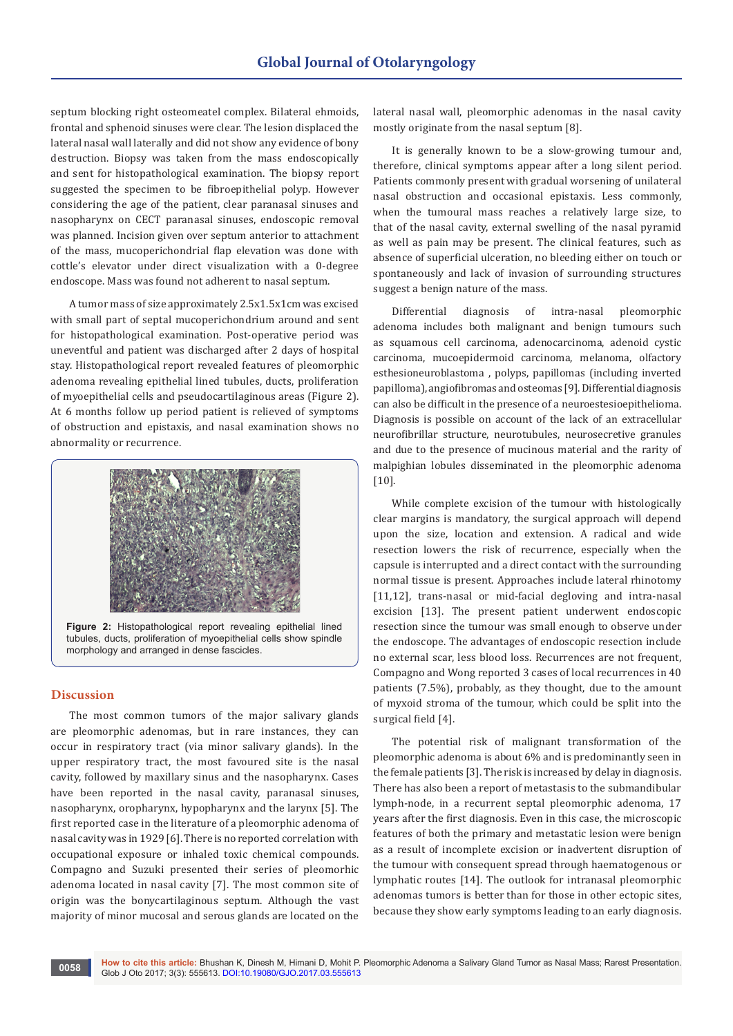septum blocking right osteomeatel complex. Bilateral ehmoids, frontal and sphenoid sinuses were clear. The lesion displaced the lateral nasal wall laterally and did not show any evidence of bony destruction. Biopsy was taken from the mass endoscopically and sent for histopathological examination. The biopsy report suggested the specimen to be fibroepithelial polyp. However considering the age of the patient, clear paranasal sinuses and nasopharynx on CECT paranasal sinuses, endoscopic removal was planned. Incision given over septum anterior to attachment of the mass, mucoperichondrial flap elevation was done with cottle's elevator under direct visualization with a 0-degree endoscope. Mass was found not adherent to nasal septum.

A tumor mass of size approximately 2.5x1.5x1cm was excised with small part of septal mucoperichondrium around and sent for histopathological examination. Post-operative period was uneventful and patient was discharged after 2 days of hospital stay. Histopathological report revealed features of pleomorphic adenoma revealing epithelial lined tubules, ducts, proliferation of myoepithelial cells and pseudocartilaginous areas (Figure 2). At 6 months follow up period patient is relieved of symptoms of obstruction and epistaxis, and nasal examination shows no abnormality or recurrence.

**Figure 2:** Histopathological report revealing epithelial lined tubules, ducts, proliferation of myoepithelial cells show spindle morphology and arranged in dense fascicles.

## Discussion

The most common tumors of the major salivary glands are pleomorphic adenomas, but in rare instances, they can occur in respiratory tract (via minor salivary glands). In the upper respiratory tract, the most favoured site is the nasal cavity, followed by maxillary sinus and the nasopharynx. Cases have been reported in the nasal cavity, paranasal sinuses, nasopharynx, oropharynx, hypopharynx and the larynx [5]. The first reported case in the literature of a pleomorphic adenoma of nasal cavity was in 1929 [6]. There is no reported correlation with occupational exposure or inhaled toxic chemical compounds. Compagno and Suzuki presented their series of pleomorhic adenoma located in nasal cavity [7]. The most common site of origin was the bonycartilaginous septum. Although the vast majority of minor mucosal and serous glands are located on the lateral nasal wall, pleomorphic adenomas in the nasal cavity mostly originate from the nasal septum [8].

It is generally known to be a slow-growing tumour and, therefore, clinical symptoms appear after a long silent period. Patients commonly present with gradual worsening of unilateral nasal obstruction and occasional epistaxis. Less commonly, when the tumoural mass reaches a relatively large size, to that of the nasal cavity, external swelling of the nasal pyramid as well as pain may be present. The clinical features, such as absence of superficial ulceration, no bleeding either on touch or spontaneously and lack of invasion of surrounding structures suggest a benign nature of the mass.

Differential diagnosis of intra-nasal pleomorphic adenoma includes both malignant and benign tumours such as squamous cell carcinoma, adenocarcinoma, adenoid cystic carcinoma, mucoepidermoid carcinoma, melanoma, olfactory esthesioneuroblastoma , polyps, papillomas (including inverted papilloma), angiofibromas and osteomas [9]. Differential diagnosis can also be difficult in the presence of a neuroestesioepithelioma. Diagnosis is possible on account of the lack of an extracellular neurofibrillar structure, neurotubules, neurosecretive granules and due to the presence of mucinous material and the rarity of malpighian lobules disseminated in the pleomorphic adenoma [10].

While complete excision of the tumour with histologically clear margins is mandatory, the surgical approach will depend upon the size, location and extension. A radical and wide resection lowers the risk of recurrence, especially when the capsule is interrupted and a direct contact with the surrounding normal tissue is present. Approaches include lateral rhinotomy [11,12], trans-nasal or mid-facial degloving and intra-nasal excision [13]. The present patient underwent endoscopic resection since the tumour was small enough to observe under the endoscope. The advantages of endoscopic resection include no external scar, less blood loss. Recurrences are not frequent, Compagno and Wong reported 3 cases of local recurrences in 40 patients (7.5%), probably, as they thought, due to the amount of myxoid stroma of the tumour, which could be split into the surgical field [4].

The potential risk of malignant transformation of the pleomorphic adenoma is about 6% and is predominantly seen in the female patients [3]. The risk is increased by delay in diagnosis. There has also been a report of metastasis to the submandibular lymph-node, in a recurrent septal pleomorphic adenoma, 17 years after the first diagnosis. Even in this case, the microscopic features of both the primary and metastatic lesion were benign as a result of incomplete excision or inadvertent disruption of the tumour with consequent spread through haematogenous or lymphatic routes [14]. The outlook for intranasal pleomorphic adenomas tumors is better than for those in other ectopic sites, because they show early symptoms leading to an early diagnosis.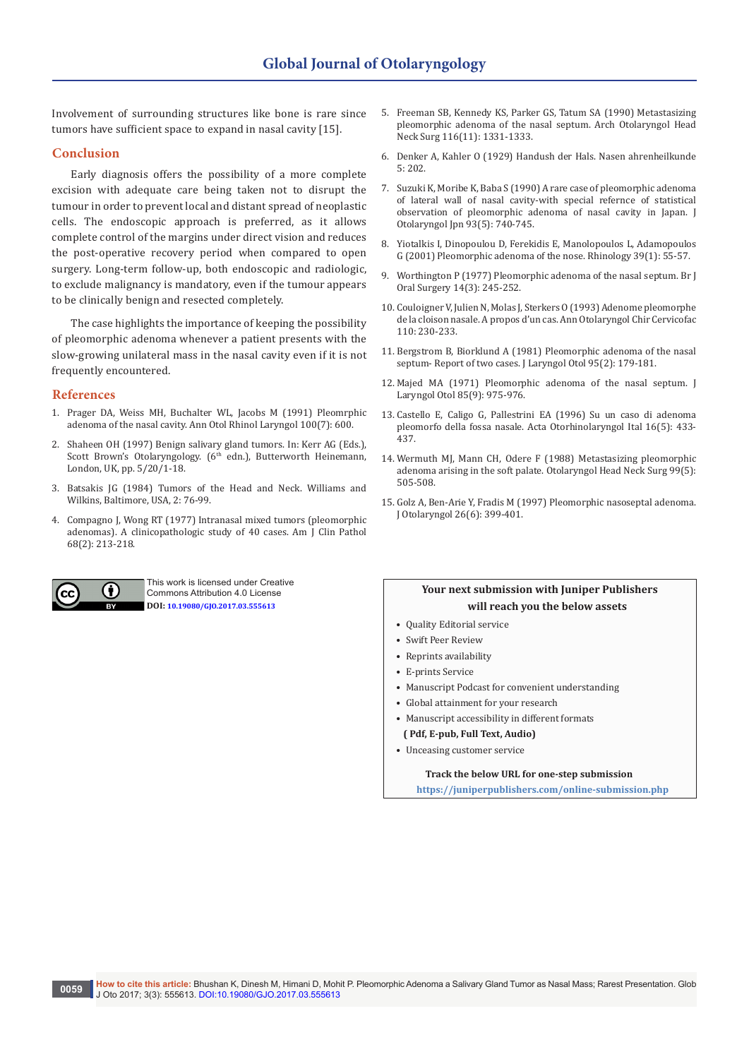Involvement of surrounding structures like bone is rare since tumors have sufficient space to expand in nasal cavity [15].

## Conclusion

Early diagnosis offers the possibility of a more complete excision with adequate care being taken not to disrupt the tumour in order to prevent local and distant spread of neoplastic cells. The endoscopic approach is preferred, as it allows complete control of the margins under direct vision and reduces the post-operative recovery period when compared to open surgery. Long-term follow-up, both endoscopic and radiologic, to exclude malignancy is mandatory, even if the tumour appears to be clinically benign and resected completely.

The case highlights the importance of keeping the possibility of pleomorphic adenoma whenever a patient presents with the slow-growing unilateral mass in the nasal cavity even if it is not frequently encountered.

## References

1. Prager DA, Weiss MH, Buchalter WL, Jacobs M (1991) Pleomrphic adenoma of the nasal cavity. Ann Otol Rhinol Laryngol 100(7): 600.
2. Shaheen OH (1997) Benign salivary gland tumors. In: Kerr AG (Eds.), Scott Brown's Otolaryngology. (6th edn.), Butterworth Heinemann, London, UK, pp. 5/20/1-18.
3. Batsakis JG (1984) Tumors of the Head and Neck. Williams and Wilkins, Baltimore, USA, 2: 76-99.
4. Compagno J, Wong RT (1977) Intranasal mixed tumors (pleomorphic adenomas). A clinicopathologic study of 40 cases. Am J Clin Pathol 68(2): 213-218.
5. Freeman SB, Kennedy KS, Parker GS, Tatum SA (1990) Metastasizing pleomorphic adenoma of the nasal septum. Arch Otolaryngol Head Neck Surg 116(11): 1331-1333.
6. Denker A, Kahler O (1929) Handush der Hals. Nasen ahrenheilkunde 5: 202.
7. Suzuki K, Moribe K, Baba S (1990) A rare case of pleomorphic adenoma of lateral wall of nasal cavity-with special refernce of statistical observation of pleomorphic adenoma of nasal cavity in Japan. J Otolaryngol Jpn 93(5): 740-745.
8. Yiotalkis I, Dinopoulou D, Ferekidis E, Manolopoulos L, Adamopoulos G (2001) Pleomorphic adenoma of the nose. Rhinology 39(1): 55-57.
9. Worthington P (1977) Pleomorphic adenoma of the nasal septum. Br J Oral Surgery 14(3): 245-252.
10. Couloigner V, Julien N, Molas J, Sterkers O (1993) Adenome pleomorphe de la cloison nasale. A propos d'un cas. Ann Otolaryngol Chir Cervicofac 110: 230-233.
11. Bergstrom B, Biorklund A (1981) Pleomorphic adenoma of the nasal septum- Report of two cases. J Laryngol Otol 95(2): 179-181.
12. Majed MA (1971) Pleomorphic adenoma of the nasal septum. J Laryngol Otol 85(9): 975-976.
13. Castello E, Caligo G, Pallestrini EA (1996) Su un caso di adenoma pleomorfo della fossa nasale. Acta Otorhinolaryngol Ital 16(5): 433-437.
14. Wermuth MJ, Mann CH, Odere F (1988) Metastasizing pleomorphic adenoma arising in the soft palate. Otolaryngol Head Neck Surg 99(5): 505-508.
15. Golz A, Ben-Arie Y, Fradis M (1997) Pleomorphic nasoseptal adenoma. J Otolaryngol 26(6): 399-401.

This work is licensed under Creative Commons Attribution 4.0 License
**DOI:** 10.19080/GJO.2017.03.555613

**Your next submission with Juniper Publishers will reach you the below assets**

- Quality Editorial service
- Swift Peer Review
- Reprints availability
- E-prints Service
- Manuscript Podcast for convenient understanding
- Global attainment for your research
- Manuscript accessibility in different formats
  **( Pdf, E-pub, Full Text, Audio)**
- Unceasing customer service

**Track the below URL for one-step submission**
https://juniperpublishers.com/online-submission.php

**How to cite this article:** Bhushan K, Dinesh M, Himani D, Mohit P. Pleomorphic Adenoma a Salivary Gland Tumor as Nasal Mass; Rarest Presentation. Glob J Oto 2017; 3(3): 555613. DOI:10.19080/GJO.2017.03.555613